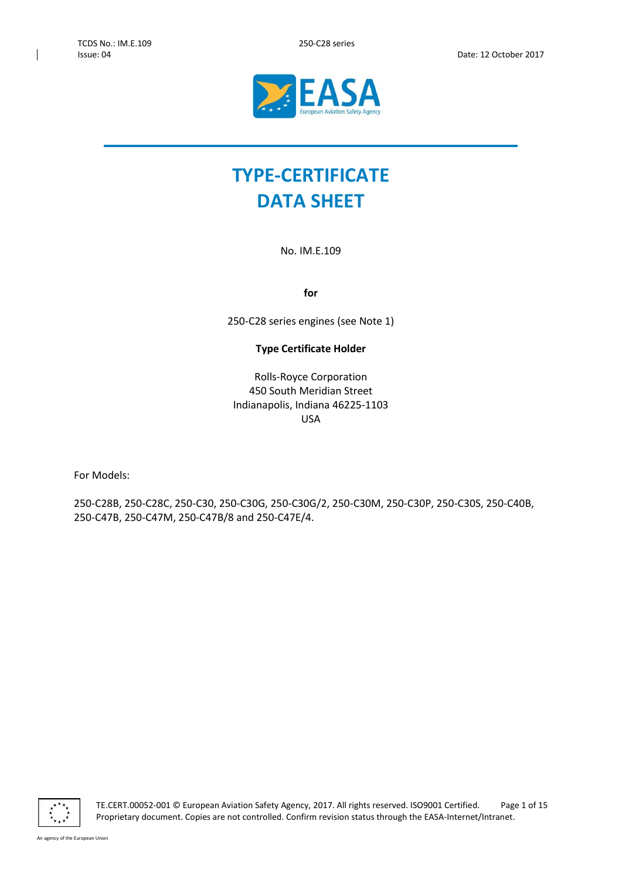# TYPE-CERTIFICATE DATA SHEET

No. IM.E.109

**for**

250-C28 series engines (see Note 1)

**Type Certificate Holder**

Rolls-Royce Corporation
450 South Meridian Street
Indianapolis, Indiana 46225-1103
USA

For Models:

250-C28B, 250-C28C, 250-C30, 250-C30G, 250-C30G/2, 250-C30M, 250-C30P, 250-C30S, 250-C40B, 250-C47B, 250-C47M, 250-C47B/8 and 250-C47E/4.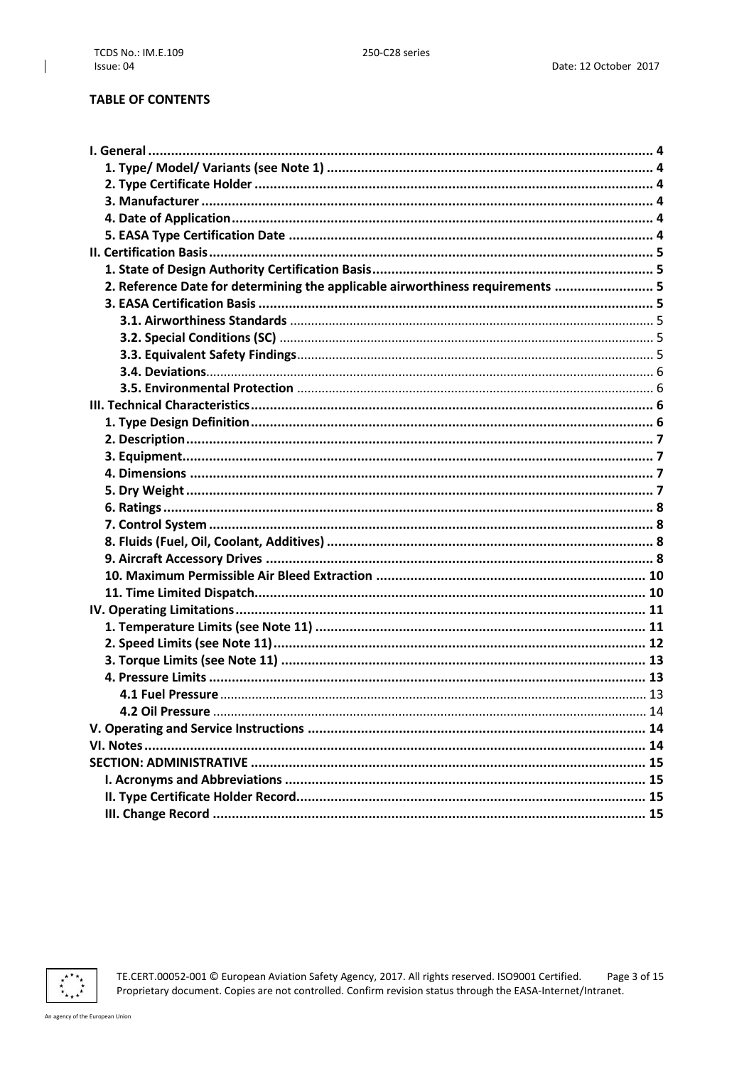**TABLE OF CONTENTS**

- **I. General** .......... 4
  - **1. Type/ Model/ Variants (see Note 1)** .......... 4
  - **2. Type Certificate Holder** .......... 4
  - **3. Manufacturer** .......... 4
  - **4. Date of Application** .......... 4
  - **5. EASA Type Certification Date** .......... 4
- **II. Certification Basis** .......... 5
  - **1. State of Design Authority Certification Basis** .......... 5
  - **2. Reference Date for determining the applicable airworthiness requirements** .......... 5
  - **3. EASA Certification Basis** .......... 5
    - **3.1. Airworthiness Standards** .......... 5
    - **3.2. Special Conditions (SC)** .......... 5
    - **3.3. Equivalent Safety Findings** .......... 5
    - **3.4. Deviations** .......... 6
    - **3.5. Environmental Protection** .......... 6
- **III. Technical Characteristics** .......... 6
  - **1. Type Design Definition** .......... 6
  - **2. Description** .......... 7
  - **3. Equipment** .......... 7
  - **4. Dimensions** .......... 7
  - **5. Dry Weight** .......... 7
  - **6. Ratings** .......... 8
  - **7. Control System** .......... 8
  - **8. Fluids (Fuel, Oil, Coolant, Additives)** .......... 8
  - **9. Aircraft Accessory Drives** .......... 8
  - **10. Maximum Permissible Air Bleed Extraction** .......... 10
  - **11. Time Limited Dispatch** .......... 10
- **IV. Operating Limitations** .......... 11
  - **1. Temperature Limits (see Note 11)** .......... 11
  - **2. Speed Limits (see Note 11)** .......... 12
  - **3. Torque Limits (see Note 11)** .......... 13
  - **4. Pressure Limits** .......... 13
    - **4.1 Fuel Pressure** .......... 13
    - **4.2 Oil Pressure** .......... 14
- **V. Operating and Service Instructions** .......... 14
- **VI. Notes** .......... 14
- **SECTION: ADMINISTRATIVE** .......... 15
  - **I. Acronyms and Abbreviations** .......... 15
  - **II. Type Certificate Holder Record** .......... 15
  - **III. Change Record** .......... 15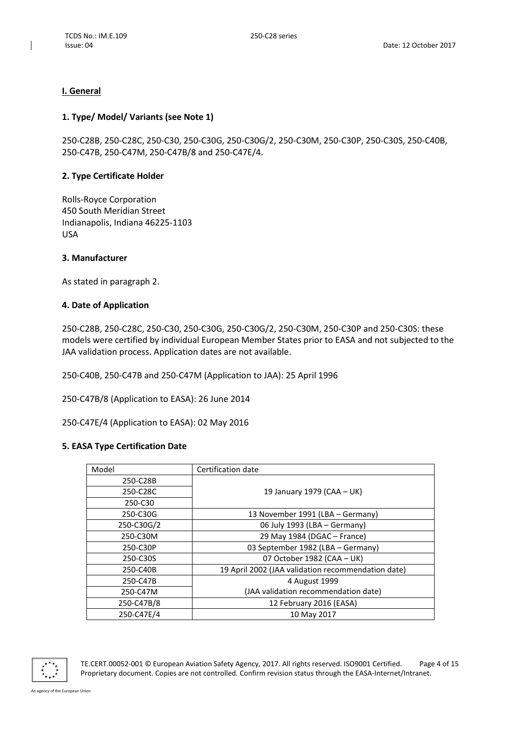## I. General

### 1. Type/ Model/ Variants (see Note 1)

250-C28B, 250-C28C, 250-C30, 250-C30G, 250-C30G/2, 250-C30M, 250-C30P, 250-C30S, 250-C40B, 250-C47B, 250-C47M, 250-C47B/8 and 250-C47E/4.

### 2. Type Certificate Holder

Rolls-Royce Corporation
450 South Meridian Street
Indianapolis, Indiana 46225-1103
USA

### 3. Manufacturer

As stated in paragraph 2.

### 4. Date of Application

250-C28B, 250-C28C, 250-C30, 250-C30G, 250-C30G/2, 250-C30M, 250-C30P and 250-C30S: these models were certified by individual European Member States prior to EASA and not subjected to the JAA validation process. Application dates are not available.

250-C40B, 250-C47B and 250-C47M (Application to JAA): 25 April 1996

250-C47B/8 (Application to EASA): 26 June 2014

250-C47E/4 (Application to EASA): 02 May 2016

### 5. EASA Type Certification Date

| Model | Certification date |
|---|---|
| 250-C28B | 19 January 1979 (CAA – UK) |
| 250-C28C | |
| 250-C30 | |
| 250-C30G | 13 November 1991 (LBA – Germany) |
| 250-C30G/2 | 06 July 1993 (LBA – Germany) |
| 250-C30M | 29 May 1984 (DGAC – France) |
| 250-C30P | 03 September 1982 (LBA – Germany) |
| 250-C30S | 07 October 1982 (CAA – UK) |
| 250-C40B | 19 April 2002 (JAA validation recommendation date) |
| 250-C47B | 4 August 1999 (JAA validation recommendation date) |
| 250-C47M | |
| 250-C47B/8 | 12 February 2016 (EASA) |
| 250-C47E/4 | 10 May 2017 |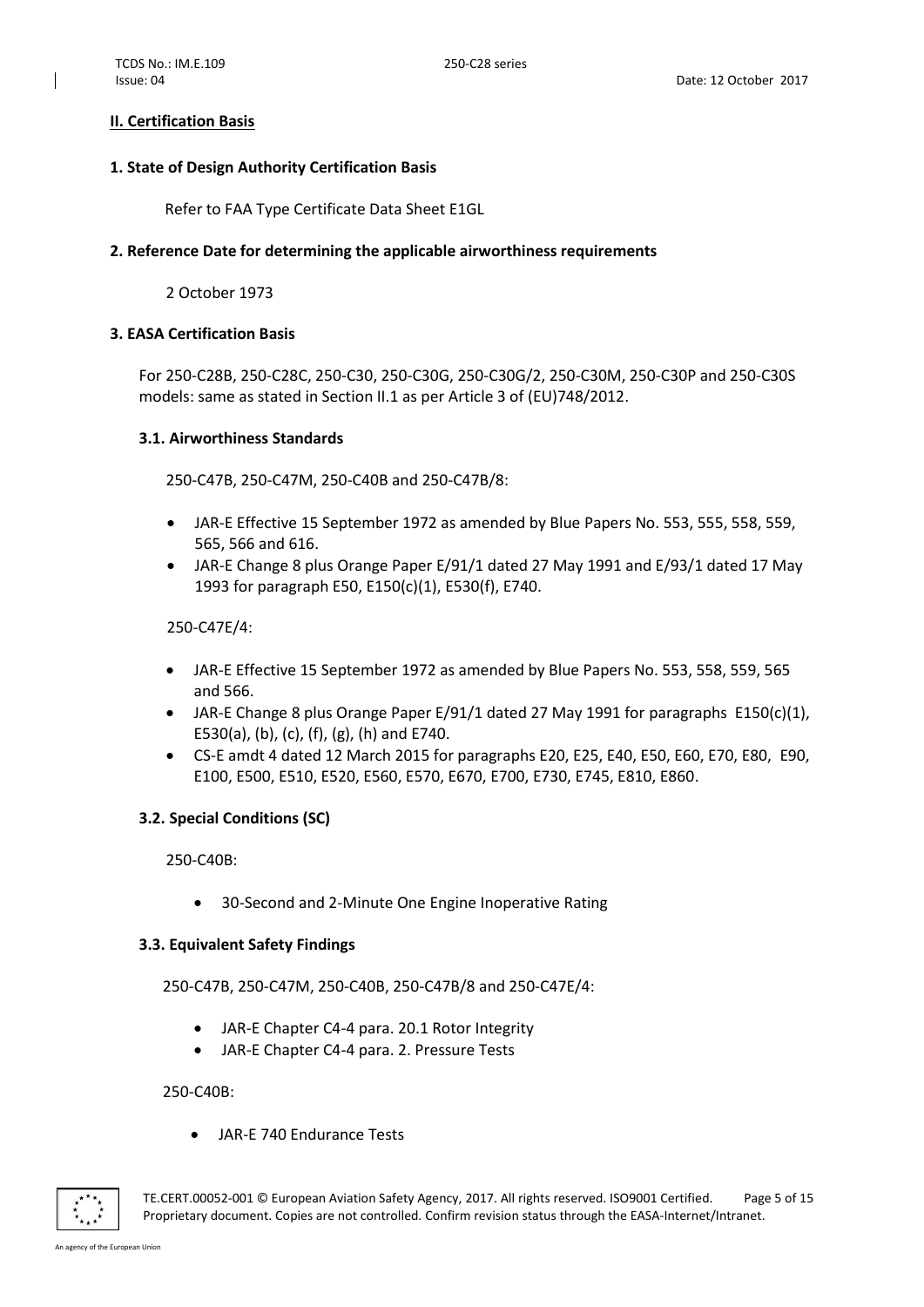## II. Certification Basis

### 1. State of Design Authority Certification Basis

Refer to FAA Type Certificate Data Sheet E1GL

### 2. Reference Date for determining the applicable airworthiness requirements

2 October 1973

### 3. EASA Certification Basis

For 250-C28B, 250-C28C, 250-C30, 250-C30G, 250-C30G/2, 250-C30M, 250-C30P and 250-C30S models: same as stated in Section II.1 as per Article 3 of (EU)748/2012.

#### 3.1. Airworthiness Standards

250-C47B, 250-C47M, 250-C40B and 250-C47B/8:

- JAR-E Effective 15 September 1972 as amended by Blue Papers No. 553, 555, 558, 559, 565, 566 and 616.
- JAR-E Change 8 plus Orange Paper E/91/1 dated 27 May 1991 and E/93/1 dated 17 May 1993 for paragraph E50, E150(c)(1), E530(f), E740.

250-C47E/4:

- JAR-E Effective 15 September 1972 as amended by Blue Papers No. 553, 558, 559, 565 and 566.
- JAR-E Change 8 plus Orange Paper E/91/1 dated 27 May 1991 for paragraphs E150(c)(1), E530(a), (b), (c), (f), (g), (h) and E740.
- CS-E amdt 4 dated 12 March 2015 for paragraphs E20, E25, E40, E50, E60, E70, E80, E90, E100, E500, E510, E520, E560, E570, E670, E700, E730, E745, E810, E860.

#### 3.2. Special Conditions (SC)

250-C40B:

- 30-Second and 2-Minute One Engine Inoperative Rating

#### 3.3. Equivalent Safety Findings

250-C47B, 250-C47M, 250-C40B, 250-C47B/8 and 250-C47E/4:

- JAR-E Chapter C4-4 para. 20.1 Rotor Integrity
- JAR-E Chapter C4-4 para. 2. Pressure Tests

250-C40B:

- JAR-E 740 Endurance Tests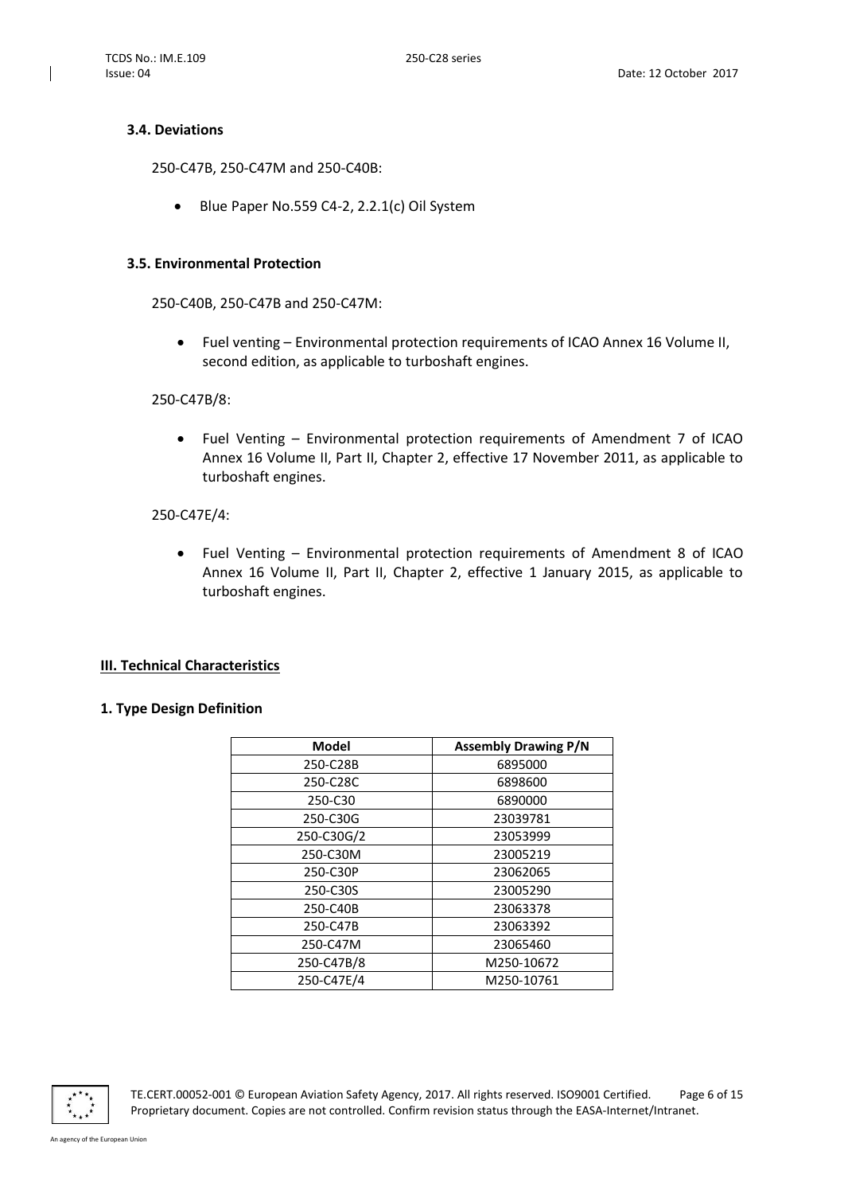### 3.4. Deviations

250-C47B, 250-C47M and 250-C40B:

- Blue Paper No.559 C4-2, 2.2.1(c) Oil System

### 3.5. Environmental Protection

250-C40B, 250-C47B and 250-C47M:

- Fuel venting – Environmental protection requirements of ICAO Annex 16 Volume II, second edition, as applicable to turboshaft engines.

250-C47B/8:

- Fuel Venting – Environmental protection requirements of Amendment 7 of ICAO Annex 16 Volume II, Part II, Chapter 2, effective 17 November 2011, as applicable to turboshaft engines.

250-C47E/4:

- Fuel Venting – Environmental protection requirements of Amendment 8 of ICAO Annex 16 Volume II, Part II, Chapter 2, effective 1 January 2015, as applicable to turboshaft engines.

## III. Technical Characteristics

### 1. Type Design Definition

| Model | Assembly Drawing P/N |
|---|---|
| 250-C28B | 6895000 |
| 250-C28C | 6898600 |
| 250-C30 | 6890000 |
| 250-C30G | 23039781 |
| 250-C30G/2 | 23053999 |
| 250-C30M | 23005219 |
| 250-C30P | 23062065 |
| 250-C30S | 23005290 |
| 250-C40B | 23063378 |
| 250-C47B | 23063392 |
| 250-C47M | 23065460 |
| 250-C47B/8 | M250-10672 |
| 250-C47E/4 | M250-10761 |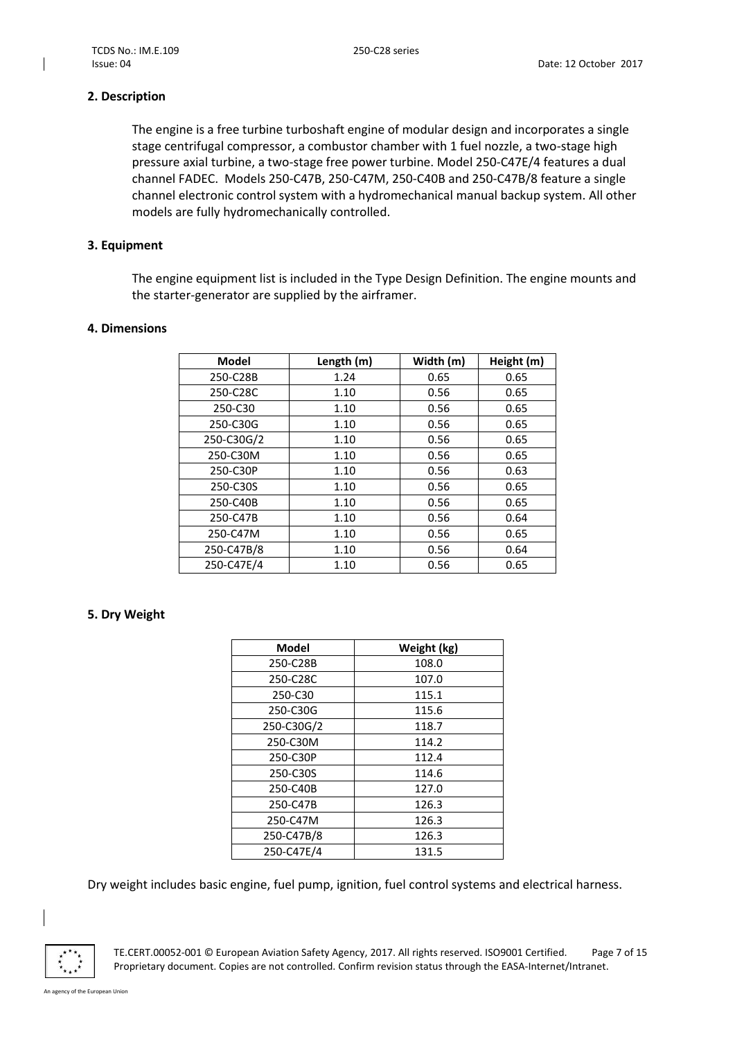## 2. Description

The engine is a free turbine turboshaft engine of modular design and incorporates a single stage centrifugal compressor, a combustor chamber with 1 fuel nozzle, a two-stage high pressure axial turbine, a two-stage free power turbine. Model 250-C47E/4 features a dual channel FADEC. Models 250-C47B, 250-C47M, 250-C40B and 250-C47B/8 feature a single channel electronic control system with a hydromechanical manual backup system. All other models are fully hydromechanically controlled.

## 3. Equipment

The engine equipment list is included in the Type Design Definition. The engine mounts and the starter-generator are supplied by the airframer.

## 4. Dimensions

| Model | Length (m) | Width (m) | Height (m) |
|---|---|---|---|
| 250-C28B | 1.24 | 0.65 | 0.65 |
| 250-C28C | 1.10 | 0.56 | 0.65 |
| 250-C30 | 1.10 | 0.56 | 0.65 |
| 250-C30G | 1.10 | 0.56 | 0.65 |
| 250-C30G/2 | 1.10 | 0.56 | 0.65 |
| 250-C30M | 1.10 | 0.56 | 0.65 |
| 250-C30P | 1.10 | 0.56 | 0.63 |
| 250-C30S | 1.10 | 0.56 | 0.65 |
| 250-C40B | 1.10 | 0.56 | 0.65 |
| 250-C47B | 1.10 | 0.56 | 0.64 |
| 250-C47M | 1.10 | 0.56 | 0.65 |
| 250-C47B/8 | 1.10 | 0.56 | 0.64 |
| 250-C47E/4 | 1.10 | 0.56 | 0.65 |

## 5. Dry Weight

| Model | Weight (kg) |
|---|---|
| 250-C28B | 108.0 |
| 250-C28C | 107.0 |
| 250-C30 | 115.1 |
| 250-C30G | 115.6 |
| 250-C30G/2 | 118.7 |
| 250-C30M | 114.2 |
| 250-C30P | 112.4 |
| 250-C30S | 114.6 |
| 250-C40B | 127.0 |
| 250-C47B | 126.3 |
| 250-C47M | 126.3 |
| 250-C47B/8 | 126.3 |
| 250-C47E/4 | 131.5 |

Dry weight includes basic engine, fuel pump, ignition, fuel control systems and electrical harness.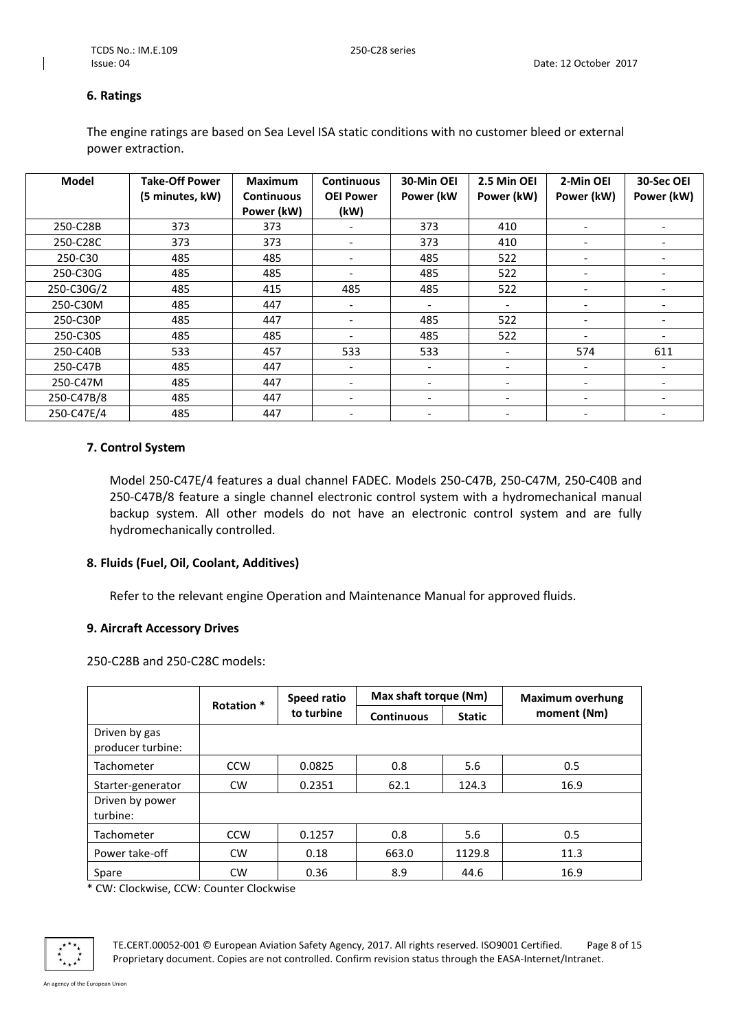### 6. Ratings

The engine ratings are based on Sea Level ISA static conditions with no customer bleed or external power extraction.

| Model | Take-Off Power (5 minutes, kW) | Maximum Continuous Power (kW) | Continuous OEI Power (kW) | 30-Min OEI Power (kW | 2.5 Min OEI Power (kW) | 2-Min OEI Power (kW) | 30-Sec OEI Power (kW) |
|---|---|---|---|---|---|---|---|
| 250-C28B | 373 | 373 | - | 373 | 410 | - | - |
| 250-C28C | 373 | 373 | - | 373 | 410 | - | - |
| 250-C30 | 485 | 485 | - | 485 | 522 | - | - |
| 250-C30G | 485 | 485 | - | 485 | 522 | - | - |
| 250-C30G/2 | 485 | 415 | 485 | 485 | 522 | - | - |
| 250-C30M | 485 | 447 | - | - | - | - | - |
| 250-C30P | 485 | 447 | - | 485 | 522 | - | - |
| 250-C30S | 485 | 485 | - | 485 | 522 | - | - |
| 250-C40B | 533 | 457 | 533 | 533 | - | 574 | 611 |
| 250-C47B | 485 | 447 | - | - | - | - | - |
| 250-C47M | 485 | 447 | - | - | - | - | - |
| 250-C47B/8 | 485 | 447 | - | - | - | - | - |
| 250-C47E/4 | 485 | 447 | - | - | - | - | - |

### 7. Control System

Model 250-C47E/4 features a dual channel FADEC. Models 250-C47B, 250-C47M, 250-C40B and 250-C47B/8 feature a single channel electronic control system with a hydromechanical manual backup system. All other models do not have an electronic control system and are fully hydromechanically controlled.

### 8. Fluids (Fuel, Oil, Coolant, Additives)

Refer to the relevant engine Operation and Maintenance Manual for approved fluids.

### 9. Aircraft Accessory Drives

250-C28B and 250-C28C models:

| | Rotation * | Speed ratio to turbine | Max shaft torque (Nm) | | Maximum overhung moment (Nm) |
|---|---|---|---|---|---|
| | | | Continuous | Static | |
| Driven by gas producer turbine: | | | | | |
| Tachometer | CCW | 0.0825 | 0.8 | 5.6 | 0.5 |
| Starter-generator | CW | 0.2351 | 62.1 | 124.3 | 16.9 |
| Driven by power turbine: | | | | | |
| Tachometer | CCW | 0.1257 | 0.8 | 5.6 | 0.5 |
| Power take-off | CW | 0.18 | 663.0 | 1129.8 | 11.3 |
| Spare | CW | 0.36 | 8.9 | 44.6 | 16.9 |

* CW: Clockwise, CCW: Counter Clockwise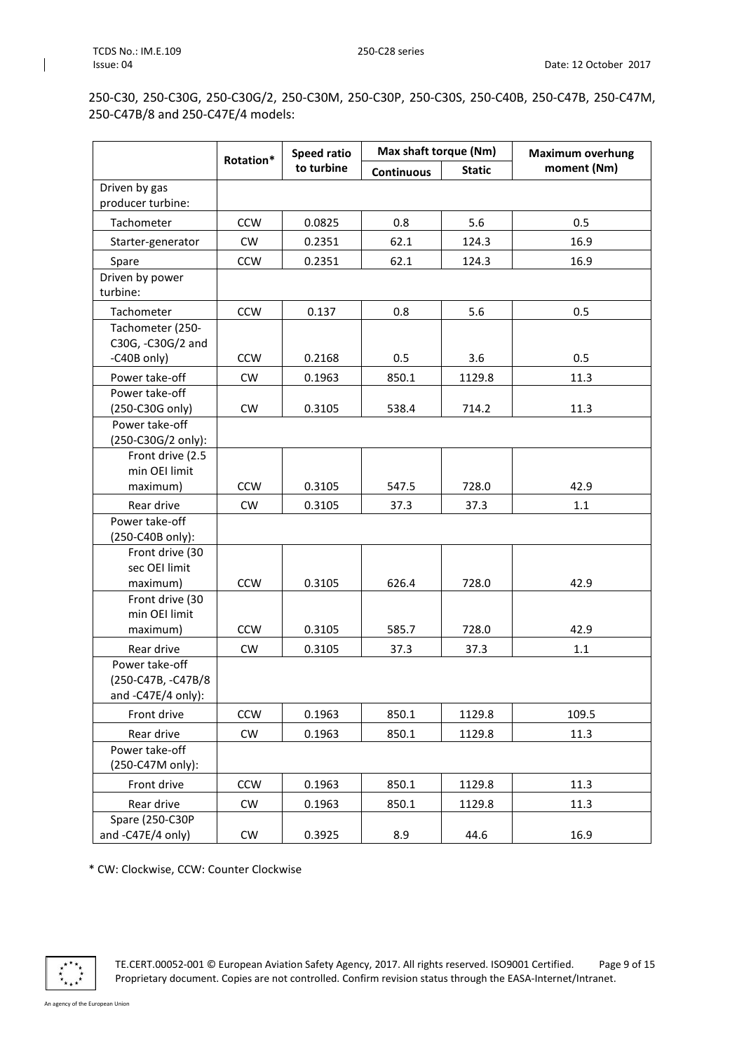250-C30, 250-C30G, 250-C30G/2, 250-C30M, 250-C30P, 250-C30S, 250-C40B, 250-C47B, 250-C47M, 250-C47B/8 and 250-C47E/4 models:

| | Rotation* | Speed ratio to turbine | Max shaft torque (Nm) | | Maximum overhung moment (Nm) |
|---|---|---|---|---|---|
| | | | Continuous | Static | |
| Driven by gas producer turbine: | | | | | |
| Tachometer | CCW | 0.0825 | 0.8 | 5.6 | 0.5 |
| Starter-generator | CW | 0.2351 | 62.1 | 124.3 | 16.9 |
| Spare | CCW | 0.2351 | 62.1 | 124.3 | 16.9 |
| Driven by power turbine: | | | | | |
| Tachometer | CCW | 0.137 | 0.8 | 5.6 | 0.5 |
| Tachometer (250-C30G, -C30G/2 and -C40B only) | CCW | 0.2168 | 0.5 | 3.6 | 0.5 |
| Power take-off | CW | 0.1963 | 850.1 | 1129.8 | 11.3 |
| Power take-off (250-C30G only) | CW | 0.3105 | 538.4 | 714.2 | 11.3 |
| Power take-off (250-C30G/2 only): | | | | | |
| Front drive (2.5 min OEI limit maximum) | CCW | 0.3105 | 547.5 | 728.0 | 42.9 |
| Rear drive | CW | 0.3105 | 37.3 | 37.3 | 1.1 |
| Power take-off (250-C40B only): | | | | | |
| Front drive (30 sec OEI limit maximum) | CCW | 0.3105 | 626.4 | 728.0 | 42.9 |
| Front drive (30 min OEI limit maximum) | CCW | 0.3105 | 585.7 | 728.0 | 42.9 |
| Rear drive | CW | 0.3105 | 37.3 | 37.3 | 1.1 |
| Power take-off (250-C47B, -C47B/8 and -C47E/4 only): | | | | | |
| Front drive | CCW | 0.1963 | 850.1 | 1129.8 | 109.5 |
| Rear drive | CW | 0.1963 | 850.1 | 1129.8 | 11.3 |
| Power take-off (250-C47M only): | | | | | |
| Front drive | CCW | 0.1963 | 850.1 | 1129.8 | 11.3 |
| Rear drive | CW | 0.1963 | 850.1 | 1129.8 | 11.3 |
| Spare (250-C30P and -C47E/4 only) | CW | 0.3925 | 8.9 | 44.6 | 16.9 |

* CW: Clockwise, CCW: Counter Clockwise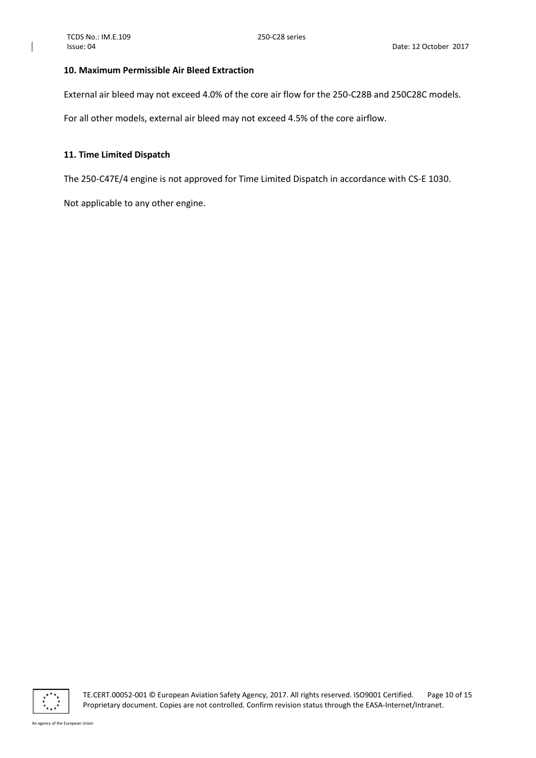## 10. Maximum Permissible Air Bleed Extraction

External air bleed may not exceed 4.0% of the core air flow for the 250-C28B and 250C28C models.

For all other models, external air bleed may not exceed 4.5% of the core airflow.

## 11. Time Limited Dispatch

The 250-C47E/4 engine is not approved for Time Limited Dispatch in accordance with CS-E 1030.

Not applicable to any other engine.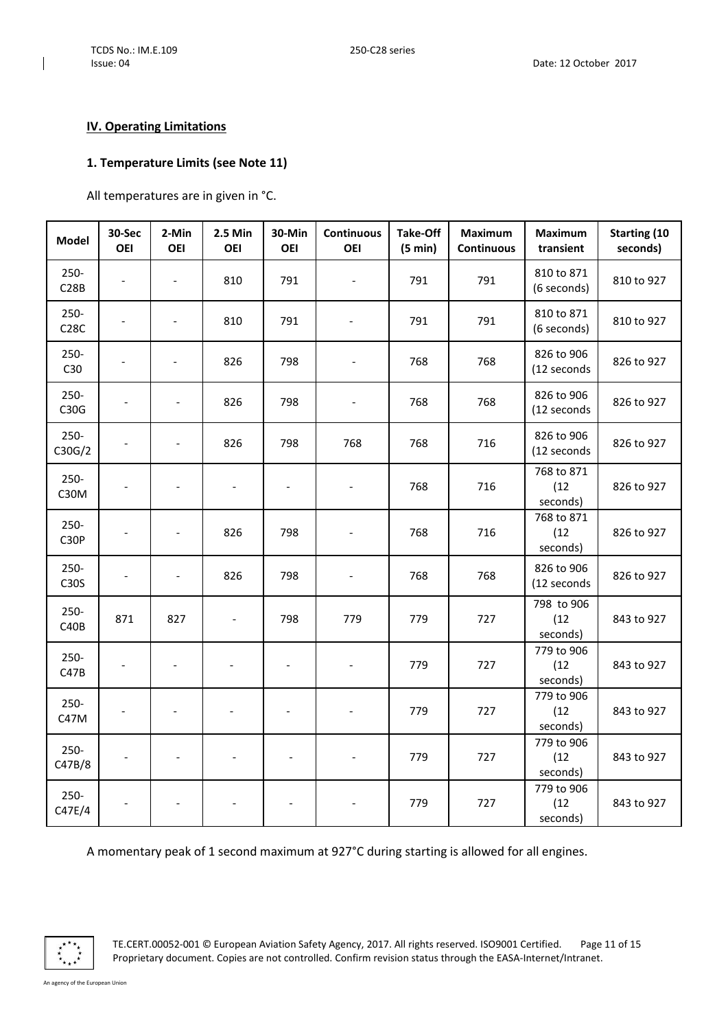## IV. Operating Limitations

### 1. Temperature Limits (see Note 11)

All temperatures are in given in °C.

| Model | 30-Sec OEI | 2-Min OEI | 2.5 Min OEI | 30-Min OEI | Continuous OEI | Take-Off (5 min) | Maximum Continuous | Maximum transient | Starting (10 seconds) |
|---|---|---|---|---|---|---|---|---|---|
| 250-C28B | - | - | 810 | 791 | - | 791 | 791 | 810 to 871 (6 seconds) | 810 to 927 |
| 250-C28C | - | - | 810 | 791 | - | 791 | 791 | 810 to 871 (6 seconds) | 810 to 927 |
| 250-C30 | - | - | 826 | 798 | - | 768 | 768 | 826 to 906 (12 seconds | 826 to 927 |
| 250-C30G | - | - | 826 | 798 | - | 768 | 768 | 826 to 906 (12 seconds | 826 to 927 |
| 250-C30G/2 | - | - | 826 | 798 | 768 | 768 | 716 | 826 to 906 (12 seconds | 826 to 927 |
| 250-C30M | - | - | - | - | - | 768 | 716 | 768 to 871 (12 seconds) | 826 to 927 |
| 250-C30P | - | - | 826 | 798 | - | 768 | 716 | 768 to 871 (12 seconds) | 826 to 927 |
| 250-C30S | - | - | 826 | 798 | - | 768 | 768 | 826 to 906 (12 seconds | 826 to 927 |
| 250-C40B | 871 | 827 | - | 798 | 779 | 779 | 727 | 798 to 906 (12 seconds) | 843 to 927 |
| 250-C47B | - | - | - | - | - | 779 | 727 | 779 to 906 (12 seconds) | 843 to 927 |
| 250-C47M | - | - | - | - | - | 779 | 727 | 779 to 906 (12 seconds) | 843 to 927 |
| 250-C47B/8 | - | - | - | - | - | 779 | 727 | 779 to 906 (12 seconds) | 843 to 927 |
| 250-C47E/4 | - | - | - | - | - | 779 | 727 | 779 to 906 (12 seconds) | 843 to 927 |

A momentary peak of 1 second maximum at 927°C during starting is allowed for all engines.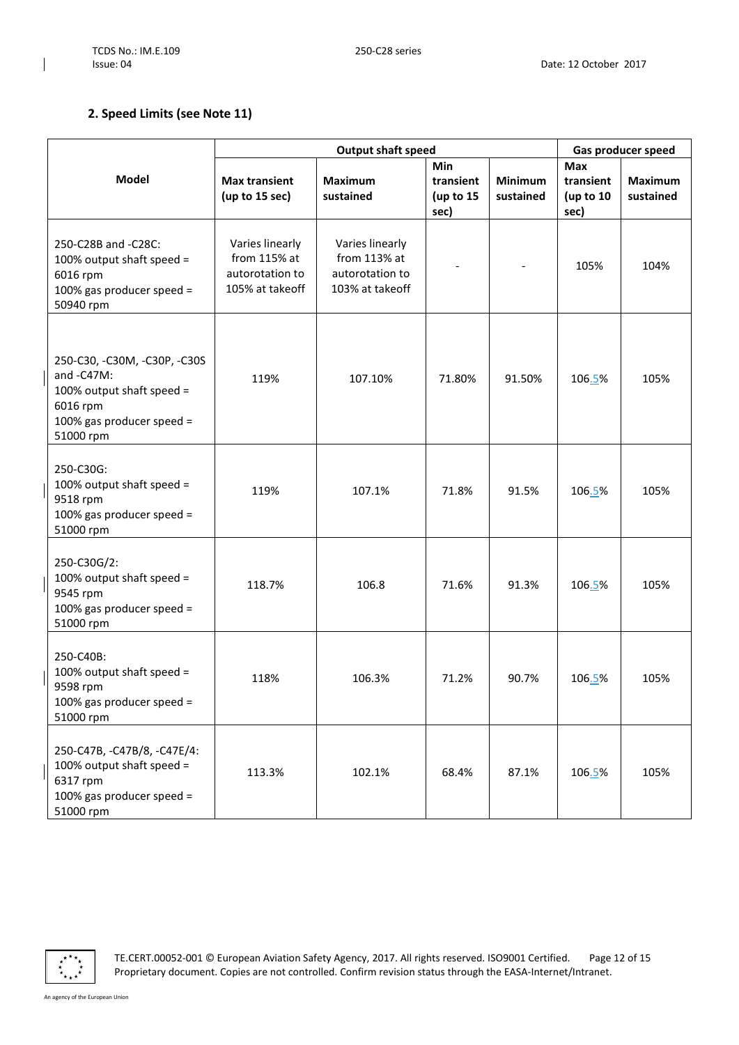## 2. Speed Limits (see Note 11)

| Model | Output shaft speed | | | | Gas producer speed | |
|---|---|---|---|---|---|---|
| | Max transient (up to 15 sec) | Maximum sustained | Min transient (up to 15 sec) | Minimum sustained | Max transient (up to 10 sec) | Maximum sustained |
| 250-C28B and -C28C:<br>100% output shaft speed = 6016 rpm<br>100% gas producer speed = 50940 rpm | Varies linearly from 115% at autorotation to 105% at takeoff | Varies linearly from 113% at autorotation to 103% at takeoff | - | - | 105% | 104% |
| 250-C30, -C30M, -C30P, -C30S and -C47M:<br>100% output shaft speed = 6016 rpm<br>100% gas producer speed = 51000 rpm | 119% | 107.10% | 71.80% | 91.50% | 106.5% | 105% |
| 250-C30G:<br>100% output shaft speed = 9518 rpm<br>100% gas producer speed = 51000 rpm | 119% | 107.1% | 71.8% | 91.5% | 106.5% | 105% |
| 250-C30G/2:<br>100% output shaft speed = 9545 rpm<br>100% gas producer speed = 51000 rpm | 118.7% | 106.8 | 71.6% | 91.3% | 106.5% | 105% |
| 250-C40B:<br>100% output shaft speed = 9598 rpm<br>100% gas producer speed = 51000 rpm | 118% | 106.3% | 71.2% | 90.7% | 106.5% | 105% |
| 250-C47B, -C47B/8, -C47E/4:<br>100% output shaft speed = 6317 rpm<br>100% gas producer speed = 51000 rpm | 113.3% | 102.1% | 68.4% | 87.1% | 106.5% | 105% |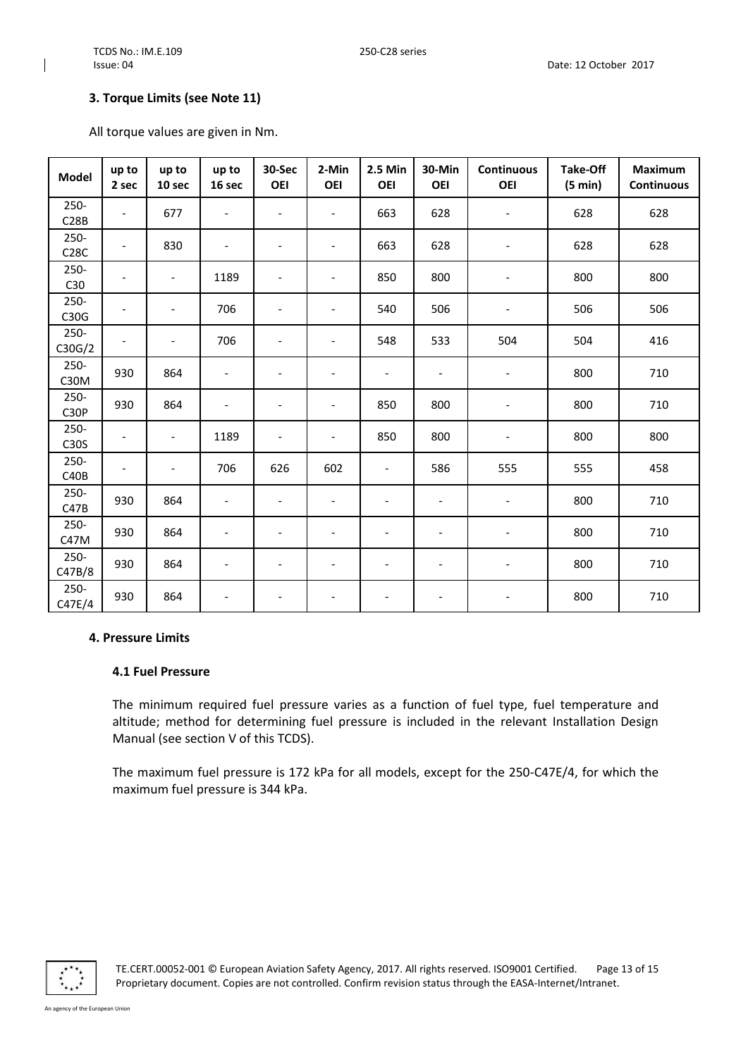### 3. Torque Limits (see Note 11)

All torque values are given in Nm.

| Model | up to 2 sec | up to 10 sec | up to 16 sec | 30-Sec OEI | 2-Min OEI | 2.5 Min OEI | 30-Min OEI | Continuous OEI | Take-Off (5 min) | Maximum Continuous |
|---|---|---|---|---|---|---|---|---|---|---|
| 250-C28B | - | 677 | - | - | - | 663 | 628 | - | 628 | 628 |
| 250-C28C | - | 830 | - | - | - | 663 | 628 | - | 628 | 628 |
| 250-C30 | - | - | 1189 | - | - | 850 | 800 | - | 800 | 800 |
| 250-C30G | - | - | 706 | - | - | 540 | 506 | - | 506 | 506 |
| 250-C30G/2 | - | - | 706 | - | - | 548 | 533 | 504 | 504 | 416 |
| 250-C30M | 930 | 864 | - | - | - | - | - | - | 800 | 710 |
| 250-C30P | 930 | 864 | - | - | - | 850 | 800 | - | 800 | 710 |
| 250-C30S | - | - | 1189 | - | - | 850 | 800 | - | 800 | 800 |
| 250-C40B | - | - | 706 | 626 | 602 | - | 586 | 555 | 555 | 458 |
| 250-C47B | 930 | 864 | - | - | - | - | - | - | 800 | 710 |
| 250-C47M | 930 | 864 | - | - | - | - | - | - | 800 | 710 |
| 250-C47B/8 | 930 | 864 | - | - | - | - | - | - | 800 | 710 |
| 250-C47E/4 | 930 | 864 | - | - | - | - | - | - | 800 | 710 |

### 4. Pressure Limits

#### 4.1 Fuel Pressure

The minimum required fuel pressure varies as a function of fuel type, fuel temperature and altitude; method for determining fuel pressure is included in the relevant Installation Design Manual (see section V of this TCDS).

The maximum fuel pressure is 172 kPa for all models, except for the 250-C47E/4, for which the maximum fuel pressure is 344 kPa.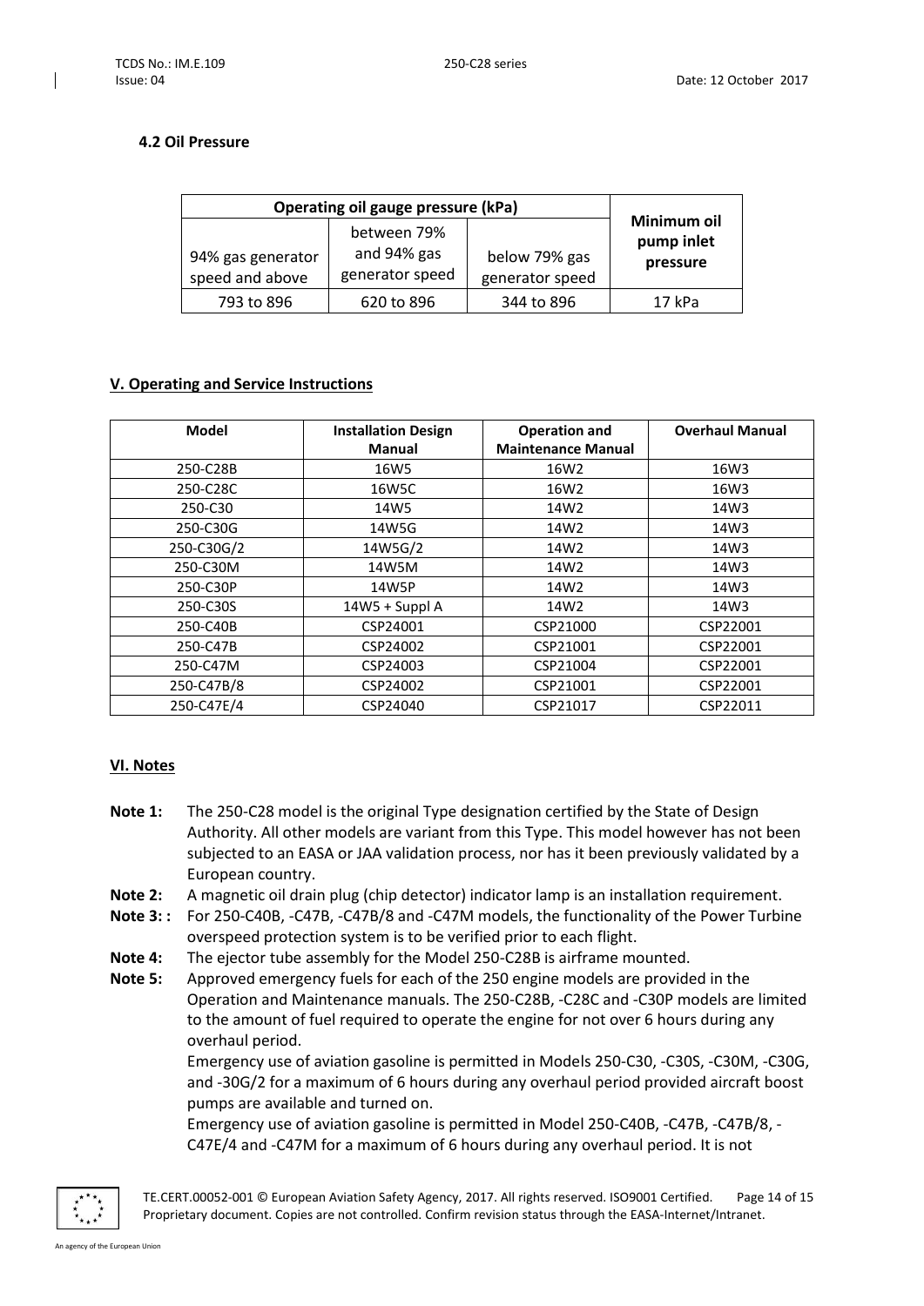### 4.2 Oil Pressure

| Operating oil gauge pressure (kPa) | | | Minimum oil pump inlet pressure |
|---|---|---|---|
| 94% gas generator speed and above | between 79% and 94% gas generator speed | below 79% gas generator speed | |
| 793 to 896 | 620 to 896 | 344 to 896 | 17 kPa |

## V. Operating and Service Instructions

| Model | Installation Design Manual | Operation and Maintenance Manual | Overhaul Manual |
|---|---|---|---|
| 250-C28B | 16W5 | 16W2 | 16W3 |
| 250-C28C | 16W5C | 16W2 | 16W3 |
| 250-C30 | 14W5 | 14W2 | 14W3 |
| 250-C30G | 14W5G | 14W2 | 14W3 |
| 250-C30G/2 | 14W5G/2 | 14W2 | 14W3 |
| 250-C30M | 14W5M | 14W2 | 14W3 |
| 250-C30P | 14W5P | 14W2 | 14W3 |
| 250-C30S | 14W5 + Suppl A | 14W2 | 14W3 |
| 250-C40B | CSP24001 | CSP21000 | CSP22001 |
| 250-C47B | CSP24002 | CSP21001 | CSP22001 |
| 250-C47M | CSP24003 | CSP21004 | CSP22001 |
| 250-C47B/8 | CSP24002 | CSP21001 | CSP22001 |
| 250-C47E/4 | CSP24040 | CSP21017 | CSP22011 |

## VI. Notes

**Note 1:** The 250-C28 model is the original Type designation certified by the State of Design Authority. All other models are variant from this Type. This model however has not been subjected to an EASA or JAA validation process, nor has it been previously validated by a European country.

**Note 2:** A magnetic oil drain plug (chip detector) indicator lamp is an installation requirement.

**Note 3: :** For 250-C40B, -C47B, -C47B/8 and -C47M models, the functionality of the Power Turbine overspeed protection system is to be verified prior to each flight.

**Note 4:** The ejector tube assembly for the Model 250-C28B is airframe mounted.

**Note 5:** Approved emergency fuels for each of the 250 engine models are provided in the Operation and Maintenance manuals. The 250-C28B, -C28C and -C30P models are limited to the amount of fuel required to operate the engine for not over 6 hours during any overhaul period.

Emergency use of aviation gasoline is permitted in Models 250-C30, -C30S, -C30M, -C30G, and -30G/2 for a maximum of 6 hours during any overhaul period provided aircraft boost pumps are available and turned on.

Emergency use of aviation gasoline is permitted in Model 250-C40B, -C47B, -C47B/8, -C47E/4 and -C47M for a maximum of 6 hours during any overhaul period. It is not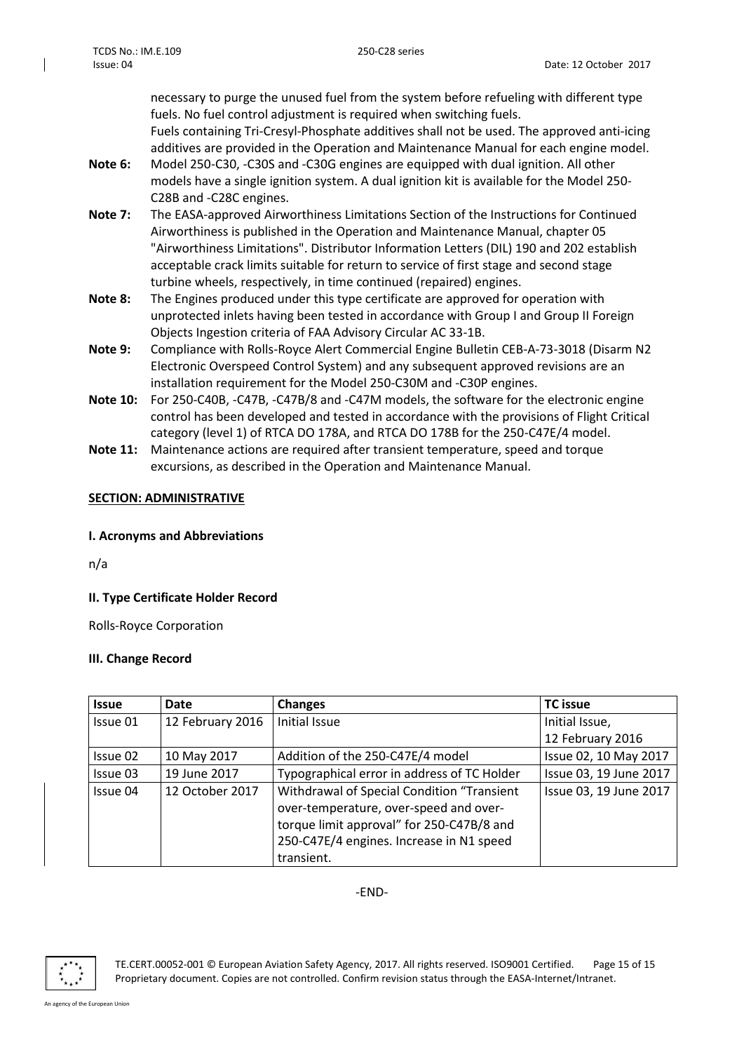necessary to purge the unused fuel from the system before refueling with different type fuels. No fuel control adjustment is required when switching fuels.
Fuels containing Tri-Cresyl-Phosphate additives shall not be used. The approved anti-icing additives are provided in the Operation and Maintenance Manual for each engine model.

**Note 6:** Model 250-C30, -C30S and -C30G engines are equipped with dual ignition. All other models have a single ignition system. A dual ignition kit is available for the Model 250-C28B and -C28C engines.

**Note 7:** The EASA-approved Airworthiness Limitations Section of the Instructions for Continued Airworthiness is published in the Operation and Maintenance Manual, chapter 05 "Airworthiness Limitations". Distributor Information Letters (DIL) 190 and 202 establish acceptable crack limits suitable for return to service of first stage and second stage turbine wheels, respectively, in time continued (repaired) engines.

**Note 8:** The Engines produced under this type certificate are approved for operation with unprotected inlets having been tested in accordance with Group I and Group II Foreign Objects Ingestion criteria of FAA Advisory Circular AC 33-1B.

**Note 9:** Compliance with Rolls-Royce Alert Commercial Engine Bulletin CEB-A-73-3018 (Disarm N2 Electronic Overspeed Control System) and any subsequent approved revisions are an installation requirement for the Model 250-C30M and -C30P engines.

**Note 10:** For 250-C40B, -C47B, -C47B/8 and -C47M models, the software for the electronic engine control has been developed and tested in accordance with the provisions of Flight Critical category (level 1) of RTCA DO 178A, and RTCA DO 178B for the 250-C47E/4 model.

**Note 11:** Maintenance actions are required after transient temperature, speed and torque excursions, as described in the Operation and Maintenance Manual.

## SECTION: ADMINISTRATIVE

### I. Acronyms and Abbreviations

n/a

### II. Type Certificate Holder Record

Rolls-Royce Corporation

### III. Change Record

| Issue | Date | Changes | TC issue |
|---|---|---|---|
| Issue 01 | 12 February 2016 | Initial Issue | Initial Issue, 12 February 2016 |
| Issue 02 | 10 May 2017 | Addition of the 250-C47E/4 model | Issue 02, 10 May 2017 |
| Issue 03 | 19 June 2017 | Typographical error in address of TC Holder | Issue 03, 19 June 2017 |
| Issue 04 | 12 October 2017 | Withdrawal of Special Condition "Transient over-temperature, over-speed and over-torque limit approval" for 250-C47B/8 and 250-C47E/4 engines. Increase in N1 speed transient. | Issue 03, 19 June 2017 |

-END-